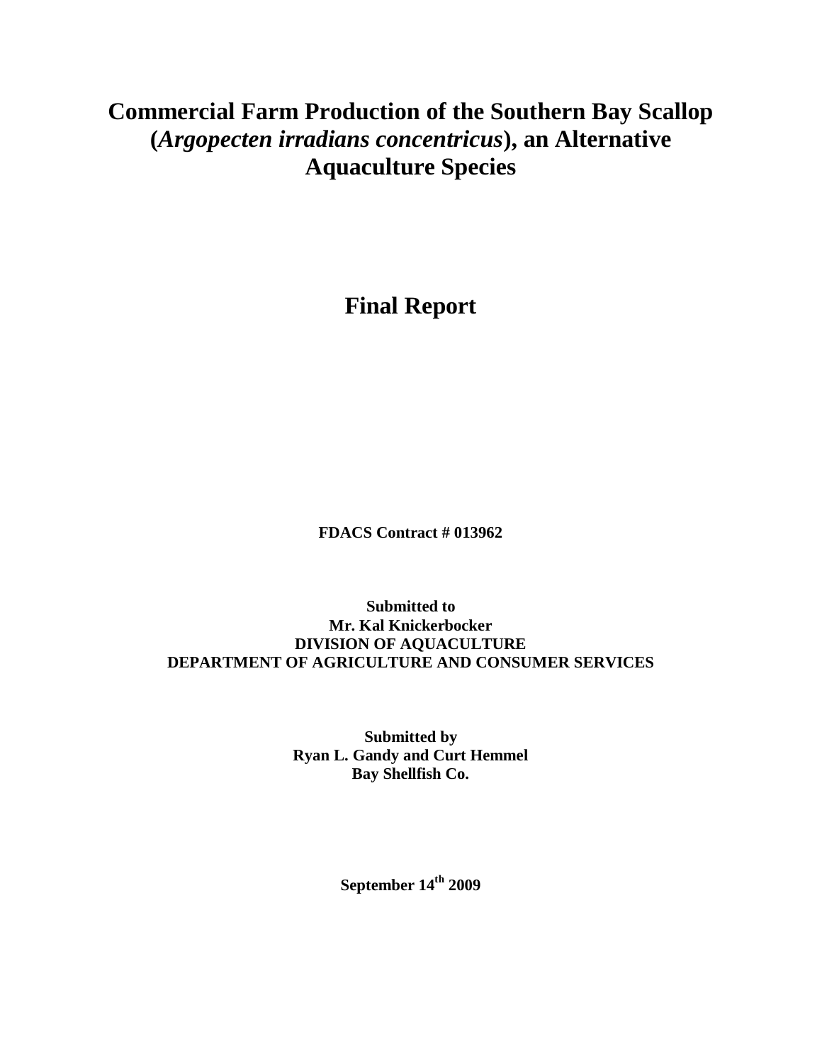# Commercial Farm Production of the Southern Bay Scallop (*Argopecten irradians concentricus*), an Alternative Aquaculture Species

## Final Report

**FDACS Contract # 013962**

**Submitted to**
**Mr. Kal Knickerbocker**
**DIVISION OF AQUACULTURE**
**DEPARTMENT OF AGRICULTURE AND CONSUMER SERVICES**

**Submitted by**
**Ryan L. Gandy and Curt Hemmel**
**Bay Shellfish Co.**

**September 14th 2009**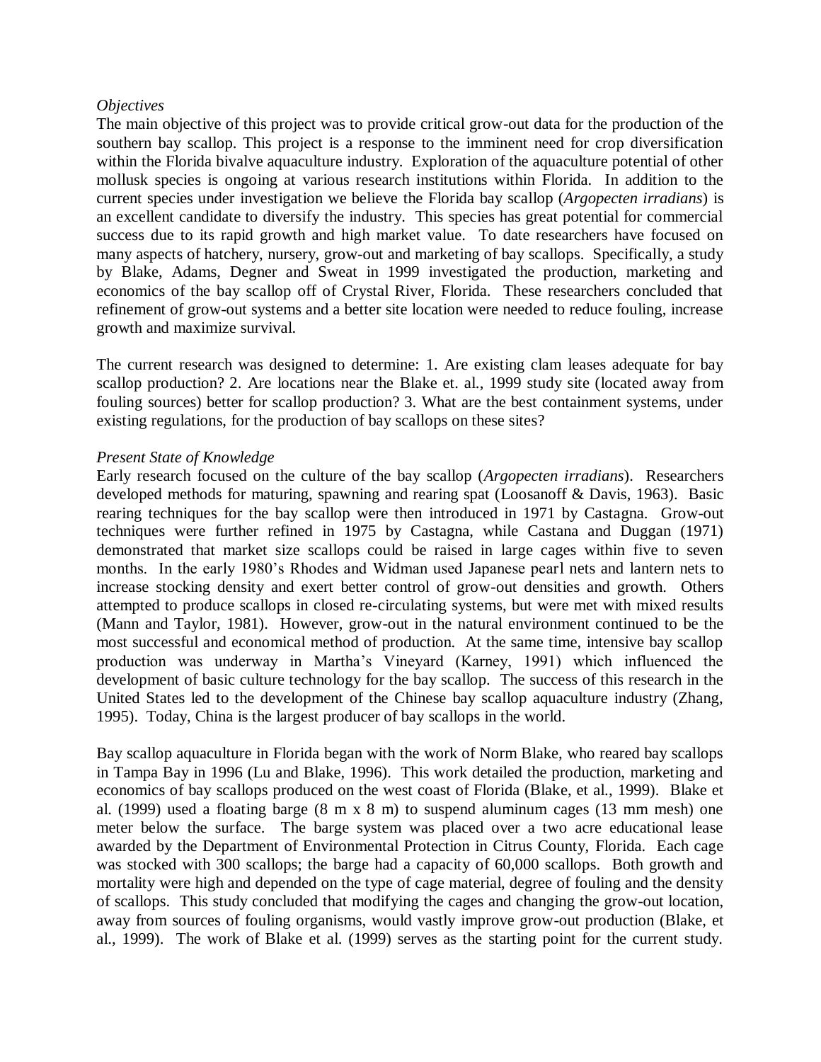*Objectives*

The main objective of this project was to provide critical grow-out data for the production of the southern bay scallop. This project is a response to the imminent need for crop diversification within the Florida bivalve aquaculture industry. Exploration of the aquaculture potential of other mollusk species is ongoing at various research institutions within Florida. In addition to the current species under investigation we believe the Florida bay scallop (*Argopecten irradians*) is an excellent candidate to diversify the industry. This species has great potential for commercial success due to its rapid growth and high market value. To date researchers have focused on many aspects of hatchery, nursery, grow-out and marketing of bay scallops. Specifically, a study by Blake, Adams, Degner and Sweat in 1999 investigated the production, marketing and economics of the bay scallop off of Crystal River, Florida. These researchers concluded that refinement of grow-out systems and a better site location were needed to reduce fouling, increase growth and maximize survival.

The current research was designed to determine: 1. Are existing clam leases adequate for bay scallop production? 2. Are locations near the Blake et. al., 1999 study site (located away from fouling sources) better for scallop production? 3. What are the best containment systems, under existing regulations, for the production of bay scallops on these sites?

*Present State of Knowledge*

Early research focused on the culture of the bay scallop (*Argopecten irradians*). Researchers developed methods for maturing, spawning and rearing spat (Loosanoff & Davis, 1963). Basic rearing techniques for the bay scallop were then introduced in 1971 by Castagna. Grow-out techniques were further refined in 1975 by Castagna, while Castana and Duggan (1971) demonstrated that market size scallops could be raised in large cages within five to seven months. In the early 1980's Rhodes and Widman used Japanese pearl nets and lantern nets to increase stocking density and exert better control of grow-out densities and growth. Others attempted to produce scallops in closed re-circulating systems, but were met with mixed results (Mann and Taylor, 1981). However, grow-out in the natural environment continued to be the most successful and economical method of production. At the same time, intensive bay scallop production was underway in Martha's Vineyard (Karney, 1991) which influenced the development of basic culture technology for the bay scallop. The success of this research in the United States led to the development of the Chinese bay scallop aquaculture industry (Zhang, 1995). Today, China is the largest producer of bay scallops in the world.

Bay scallop aquaculture in Florida began with the work of Norm Blake, who reared bay scallops in Tampa Bay in 1996 (Lu and Blake, 1996). This work detailed the production, marketing and economics of bay scallops produced on the west coast of Florida (Blake, et al., 1999). Blake et al. (1999) used a floating barge (8 m x 8 m) to suspend aluminum cages (13 mm mesh) one meter below the surface. The barge system was placed over a two acre educational lease awarded by the Department of Environmental Protection in Citrus County, Florida. Each cage was stocked with 300 scallops; the barge had a capacity of 60,000 scallops. Both growth and mortality were high and depended on the type of cage material, degree of fouling and the density of scallops. This study concluded that modifying the cages and changing the grow-out location, away from sources of fouling organisms, would vastly improve grow-out production (Blake, et al., 1999). The work of Blake et al. (1999) serves as the starting point for the current study.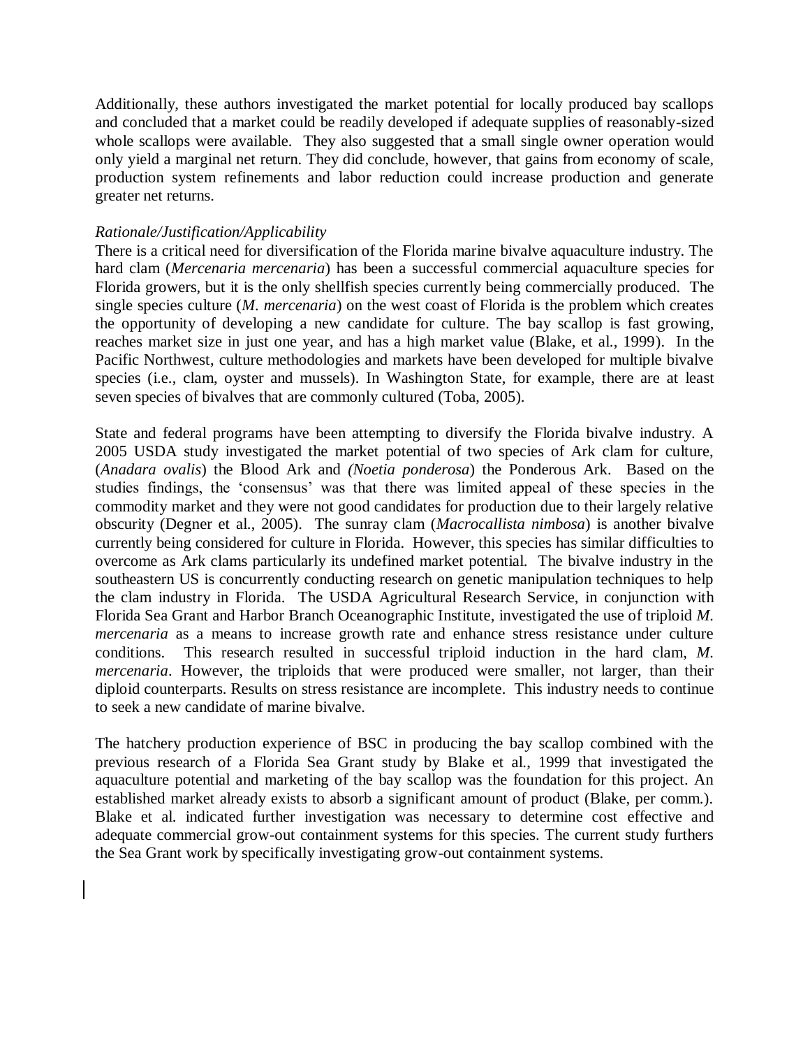Additionally, these authors investigated the market potential for locally produced bay scallops and concluded that a market could be readily developed if adequate supplies of reasonably-sized whole scallops were available. They also suggested that a small single owner operation would only yield a marginal net return. They did conclude, however, that gains from economy of scale, production system refinements and labor reduction could increase production and generate greater net returns.

*Rationale/Justification/Applicability*

There is a critical need for diversification of the Florida marine bivalve aquaculture industry. The hard clam (*Mercenaria mercenaria*) has been a successful commercial aquaculture species for Florida growers, but it is the only shellfish species currently being commercially produced. The single species culture (*M. mercenaria*) on the west coast of Florida is the problem which creates the opportunity of developing a new candidate for culture. The bay scallop is fast growing, reaches market size in just one year, and has a high market value (Blake, et al., 1999). In the Pacific Northwest, culture methodologies and markets have been developed for multiple bivalve species (i.e., clam, oyster and mussels). In Washington State, for example, there are at least seven species of bivalves that are commonly cultured (Toba, 2005).

State and federal programs have been attempting to diversify the Florida bivalve industry. A 2005 USDA study investigated the market potential of two species of Ark clam for culture, (*Anadara ovalis*) the Blood Ark and *(Noetia ponderosa*) the Ponderous Ark. Based on the studies findings, the 'consensus' was that there was limited appeal of these species in the commodity market and they were not good candidates for production due to their largely relative obscurity (Degner et al., 2005). The sunray clam (*Macrocallista nimbosa*) is another bivalve currently being considered for culture in Florida. However, this species has similar difficulties to overcome as Ark clams particularly its undefined market potential. The bivalve industry in the southeastern US is concurrently conducting research on genetic manipulation techniques to help the clam industry in Florida. The USDA Agricultural Research Service, in conjunction with Florida Sea Grant and Harbor Branch Oceanographic Institute, investigated the use of triploid *M. mercenaria* as a means to increase growth rate and enhance stress resistance under culture conditions. This research resulted in successful triploid induction in the hard clam, *M. mercenaria*. However, the triploids that were produced were smaller, not larger, than their diploid counterparts. Results on stress resistance are incomplete. This industry needs to continue to seek a new candidate of marine bivalve.

The hatchery production experience of BSC in producing the bay scallop combined with the previous research of a Florida Sea Grant study by Blake et al., 1999 that investigated the aquaculture potential and marketing of the bay scallop was the foundation for this project. An established market already exists to absorb a significant amount of product (Blake, per comm.). Blake et al. indicated further investigation was necessary to determine cost effective and adequate commercial grow-out containment systems for this species. The current study furthers the Sea Grant work by specifically investigating grow-out containment systems.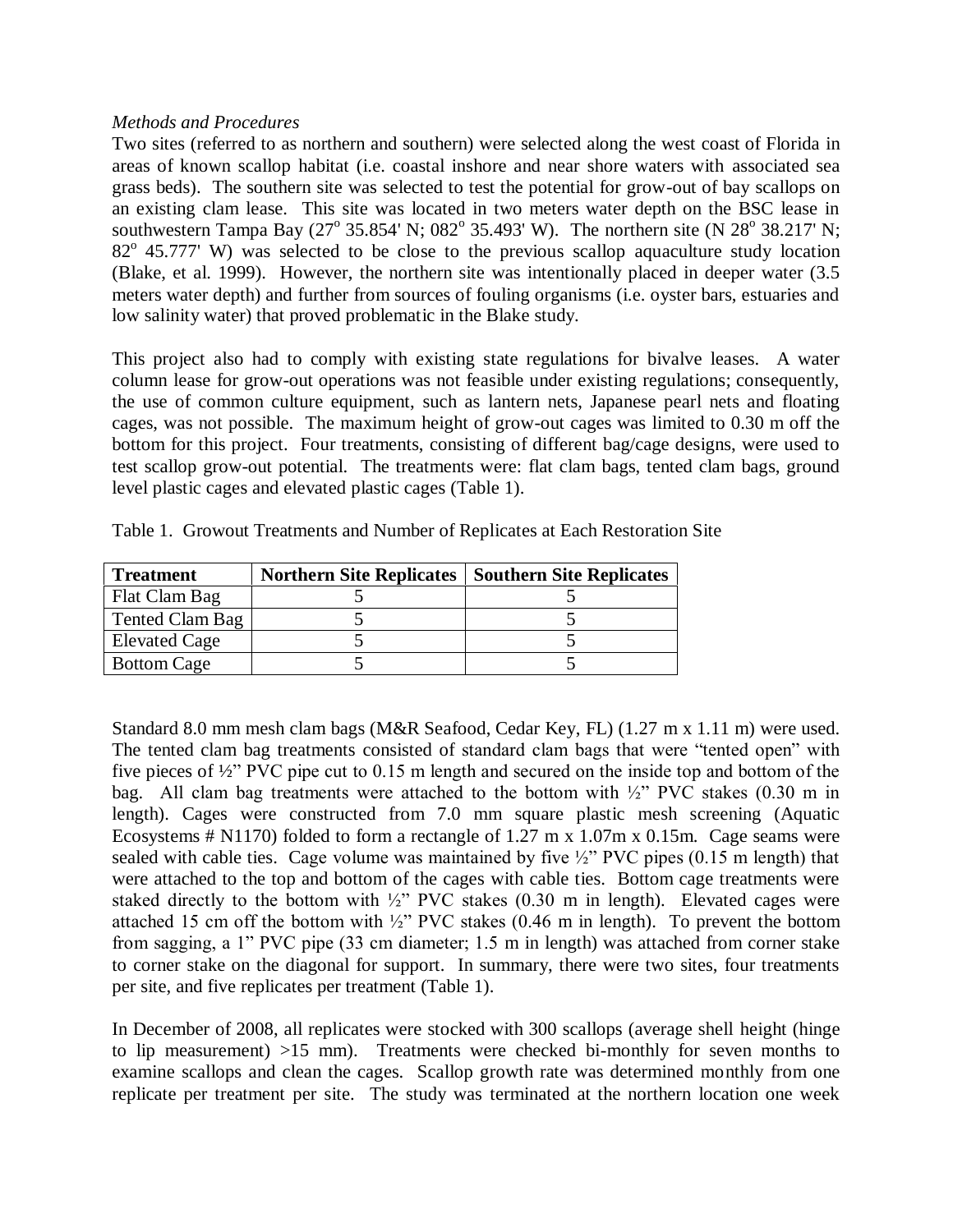*Methods and Procedures*

Two sites (referred to as northern and southern) were selected along the west coast of Florida in areas of known scallop habitat (i.e. coastal inshore and near shore waters with associated sea grass beds). The southern site was selected to test the potential for grow-out of bay scallops on an existing clam lease. This site was located in two meters water depth on the BSC lease in southwestern Tampa Bay (27$^o$ 35.854' N; 082$^o$ 35.493' W). The northern site (N 28$^o$ 38.217' N; 82$^o$ 45.777' W) was selected to be close to the previous scallop aquaculture study location (Blake, et al. 1999). However, the northern site was intentionally placed in deeper water (3.5 meters water depth) and further from sources of fouling organisms (i.e. oyster bars, estuaries and low salinity water) that proved problematic in the Blake study.

This project also had to comply with existing state regulations for bivalve leases. A water column lease for grow-out operations was not feasible under existing regulations; consequently, the use of common culture equipment, such as lantern nets, Japanese pearl nets and floating cages, was not possible. The maximum height of grow-out cages was limited to 0.30 m off the bottom for this project. Four treatments, consisting of different bag/cage designs, were used to test scallop grow-out potential. The treatments were: flat clam bags, tented clam bags, ground level plastic cages and elevated plastic cages (Table 1).

Table 1. Growout Treatments and Number of Replicates at Each Restoration Site

| Treatment | Northern Site Replicates | Southern Site Replicates |
|---|---|---|
| Flat Clam Bag | 5 | 5 |
| Tented Clam Bag | 5 | 5 |
| Elevated Cage | 5 | 5 |
| Bottom Cage | 5 | 5 |

Standard 8.0 mm mesh clam bags (M&R Seafood, Cedar Key, FL) (1.27 m x 1.11 m) were used. The tented clam bag treatments consisted of standard clam bags that were "tented open" with five pieces of ½" PVC pipe cut to 0.15 m length and secured on the inside top and bottom of the bag. All clam bag treatments were attached to the bottom with ½" PVC stakes (0.30 m in length). Cages were constructed from 7.0 mm square plastic mesh screening (Aquatic Ecosystems # N1170) folded to form a rectangle of 1.27 m x 1.07m x 0.15m. Cage seams were sealed with cable ties. Cage volume was maintained by five ½" PVC pipes (0.15 m length) that were attached to the top and bottom of the cages with cable ties. Bottom cage treatments were staked directly to the bottom with ½" PVC stakes (0.30 m in length). Elevated cages were attached 15 cm off the bottom with ½" PVC stakes (0.46 m in length). To prevent the bottom from sagging, a 1" PVC pipe (33 cm diameter; 1.5 m in length) was attached from corner stake to corner stake on the diagonal for support. In summary, there were two sites, four treatments per site, and five replicates per treatment (Table 1).

In December of 2008, all replicates were stocked with 300 scallops (average shell height (hinge to lip measurement) >15 mm). Treatments were checked bi-monthly for seven months to examine scallops and clean the cages. Scallop growth rate was determined monthly from one replicate per treatment per site. The study was terminated at the northern location one week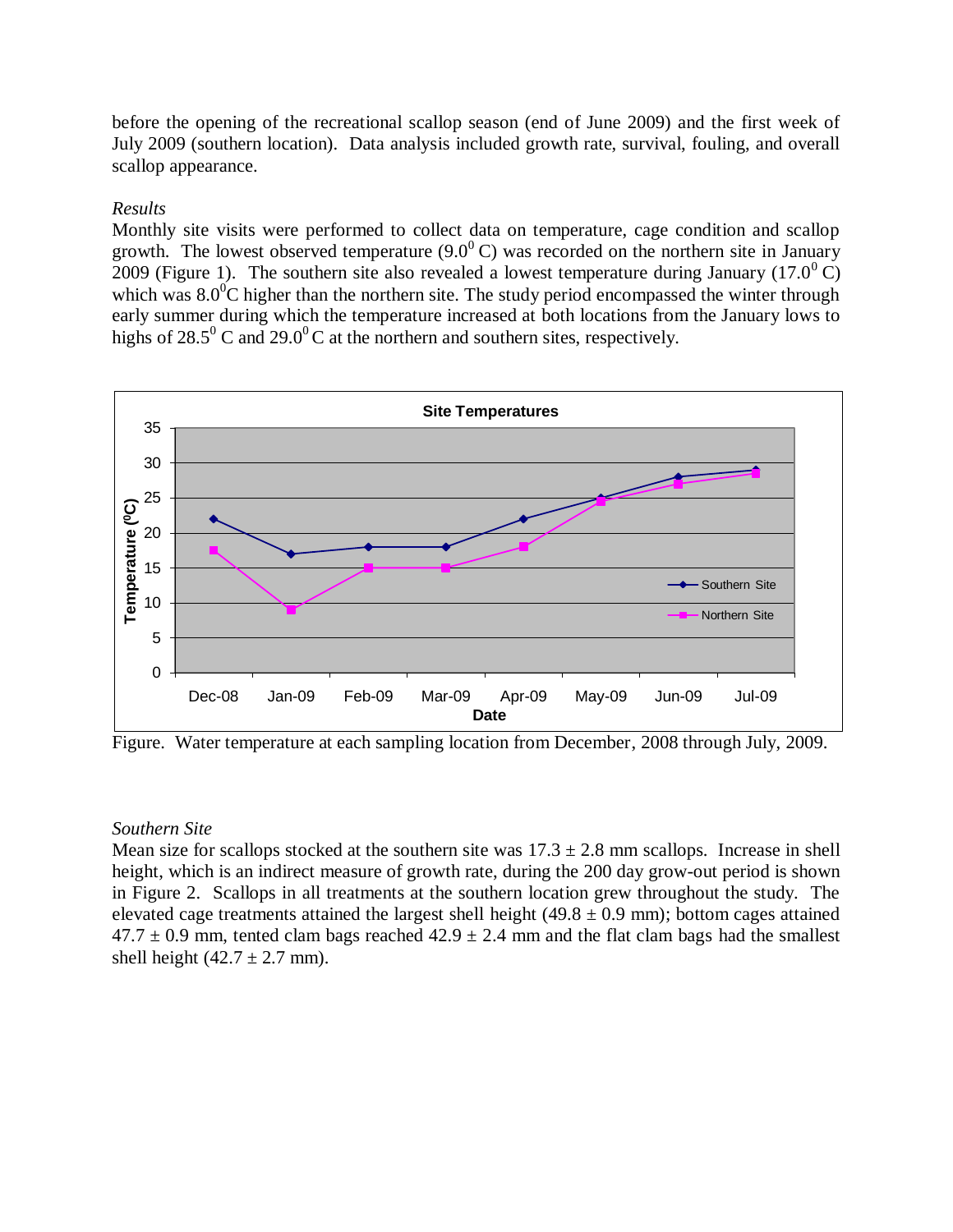before the opening of the recreational scallop season (end of June 2009) and the first week of July 2009 (southern location). Data analysis included growth rate, survival, fouling, and overall scallop appearance.

*Results*

Monthly site visits were performed to collect data on temperature, cage condition and scallop growth. The lowest observed temperature ($9.0^0$ C) was recorded on the northern site in January 2009 (Figure 1). The southern site also revealed a lowest temperature during January ($17.0^0$ C) which was $8.0^0$C higher than the northern site. The study period encompassed the winter through early summer during which the temperature increased at both locations from the January lows to highs of $28.5^0$ C and $29.0^0$ C at the northern and southern sites, respectively.

Figure. Water temperature at each sampling location from December, 2008 through July, 2009.

*Southern Site*

Mean size for scallops stocked at the southern site was $17.3 \pm 2.8$ mm scallops. Increase in shell height, which is an indirect measure of growth rate, during the 200 day grow-out period is shown in Figure 2. Scallops in all treatments at the southern location grew throughout the study. The elevated cage treatments attained the largest shell height ($49.8 \pm 0.9$ mm); bottom cages attained $47.7 \pm 0.9$ mm, tented clam bags reached $42.9 \pm 2.4$ mm and the flat clam bags had the smallest shell height ($42.7 \pm 2.7$ mm).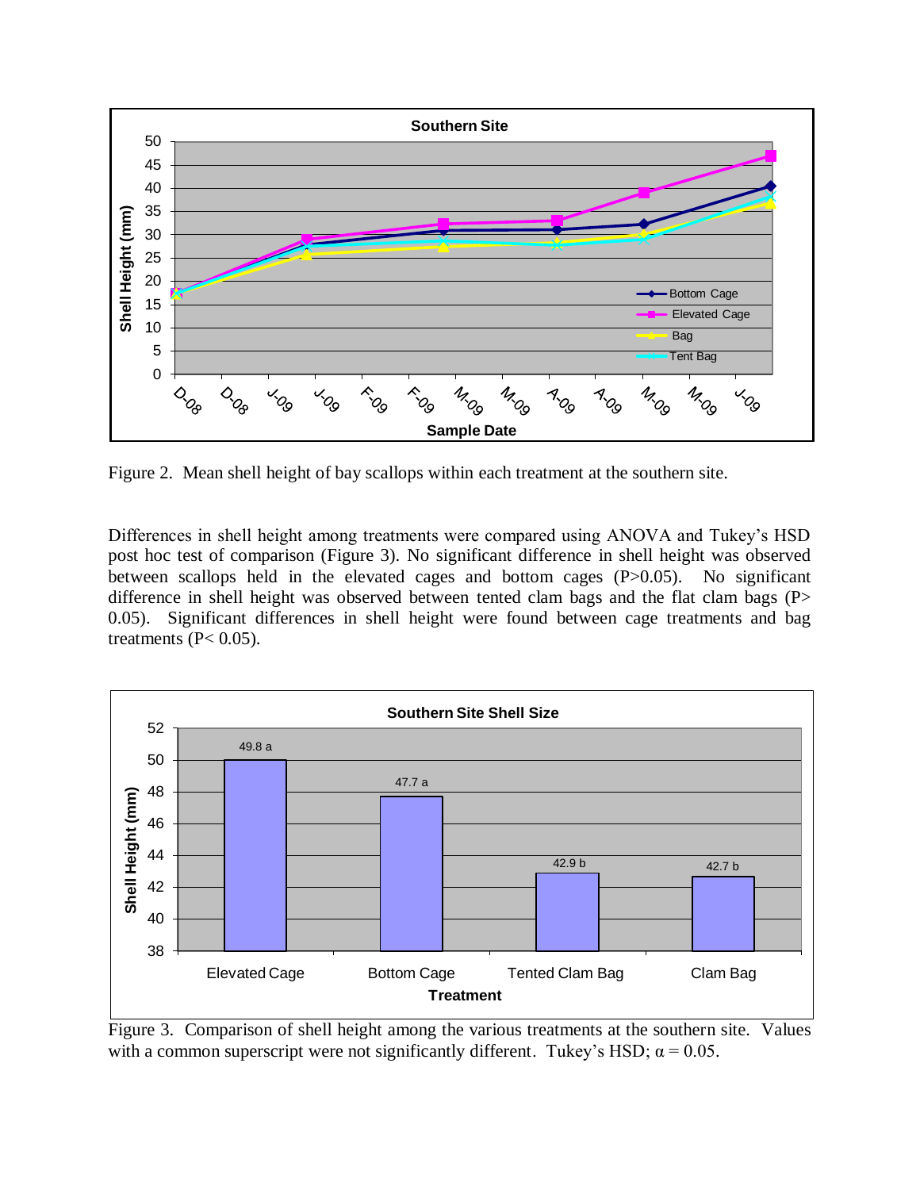Figure 2. Mean shell height of bay scallops within each treatment at the southern site.

Differences in shell height among treatments were compared using ANOVA and Tukey's HSD post hoc test of comparison (Figure 3). No significant difference in shell height was observed between scallops held in the elevated cages and bottom cages ($P>0.05$). No significant difference in shell height was observed between tented clam bags and the flat clam bags ($P> 0.05$). Significant differences in shell height were found between cage treatments and bag treatments ($P< 0.05$).

Figure 3. Comparison of shell height among the various treatments at the southern site. Values with a common superscript were not significantly different. Tukey's HSD; $\alpha = 0.05$.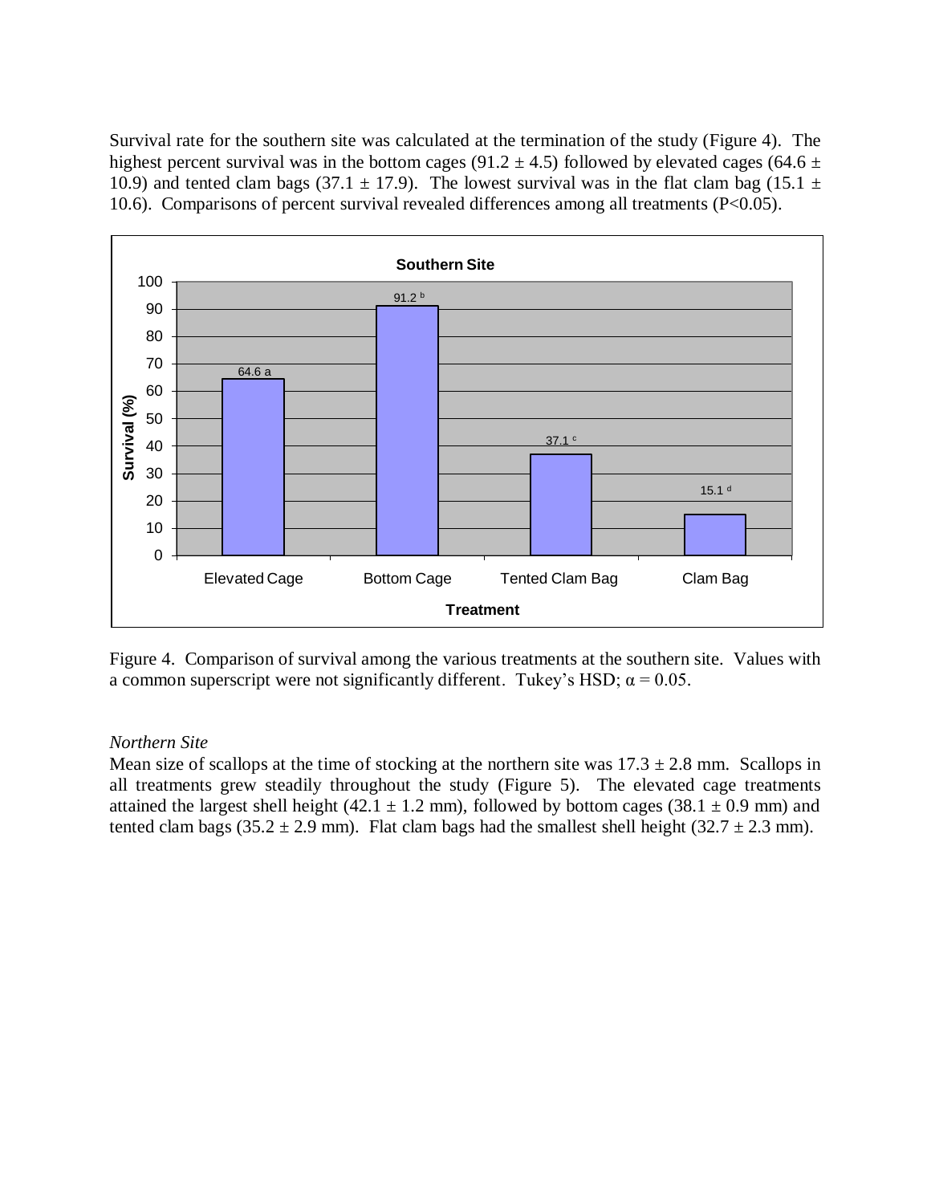Survival rate for the southern site was calculated at the termination of the study (Figure 4). The highest percent survival was in the bottom cages (91.2 ± 4.5) followed by elevated cages (64.6 ± 10.9) and tented clam bags (37.1 ± 17.9). The lowest survival was in the flat clam bag (15.1 ± 10.6). Comparisons of percent survival revealed differences among all treatments ($P<0.05$).

Figure 4. Comparison of survival among the various treatments at the southern site. Values with a common superscript were not significantly different. Tukey's HSD; $\alpha = 0.05$.

*Northern Site*

Mean size of scallops at the time of stocking at the northern site was 17.3 ± 2.8 mm. Scallops in all treatments grew steadily throughout the study (Figure 5). The elevated cage treatments attained the largest shell height (42.1 ± 1.2 mm), followed by bottom cages (38.1 ± 0.9 mm) and tented clam bags (35.2 ± 2.9 mm). Flat clam bags had the smallest shell height (32.7 ± 2.3 mm).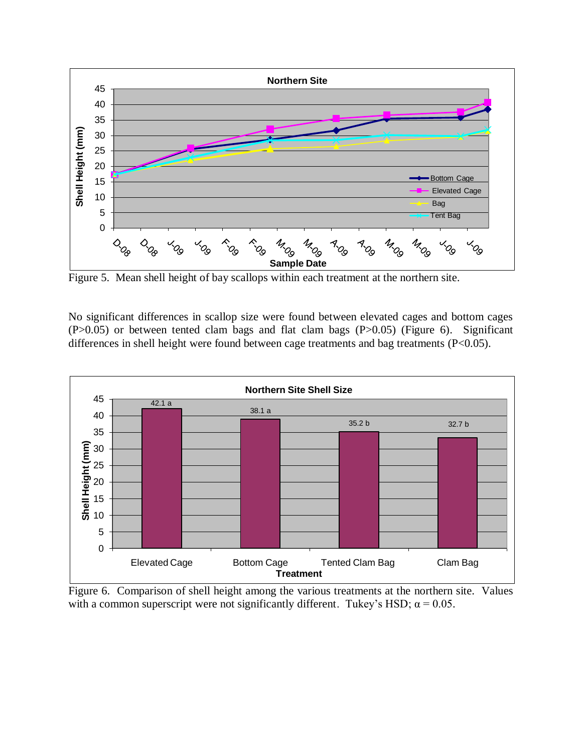Figure 5. Mean shell height of bay scallops within each treatment at the northern site.

No significant differences in scallop size were found between elevated cages and bottom cages ($P>0.05$) or between tented clam bags and flat clam bags ($P>0.05$) (Figure 6). Significant differences in shell height were found between cage treatments and bag treatments ($P<0.05$).

Figure 6. Comparison of shell height among the various treatments at the northern site. Values with a common superscript were not significantly different. Tukey's HSD; $\alpha = 0.05$.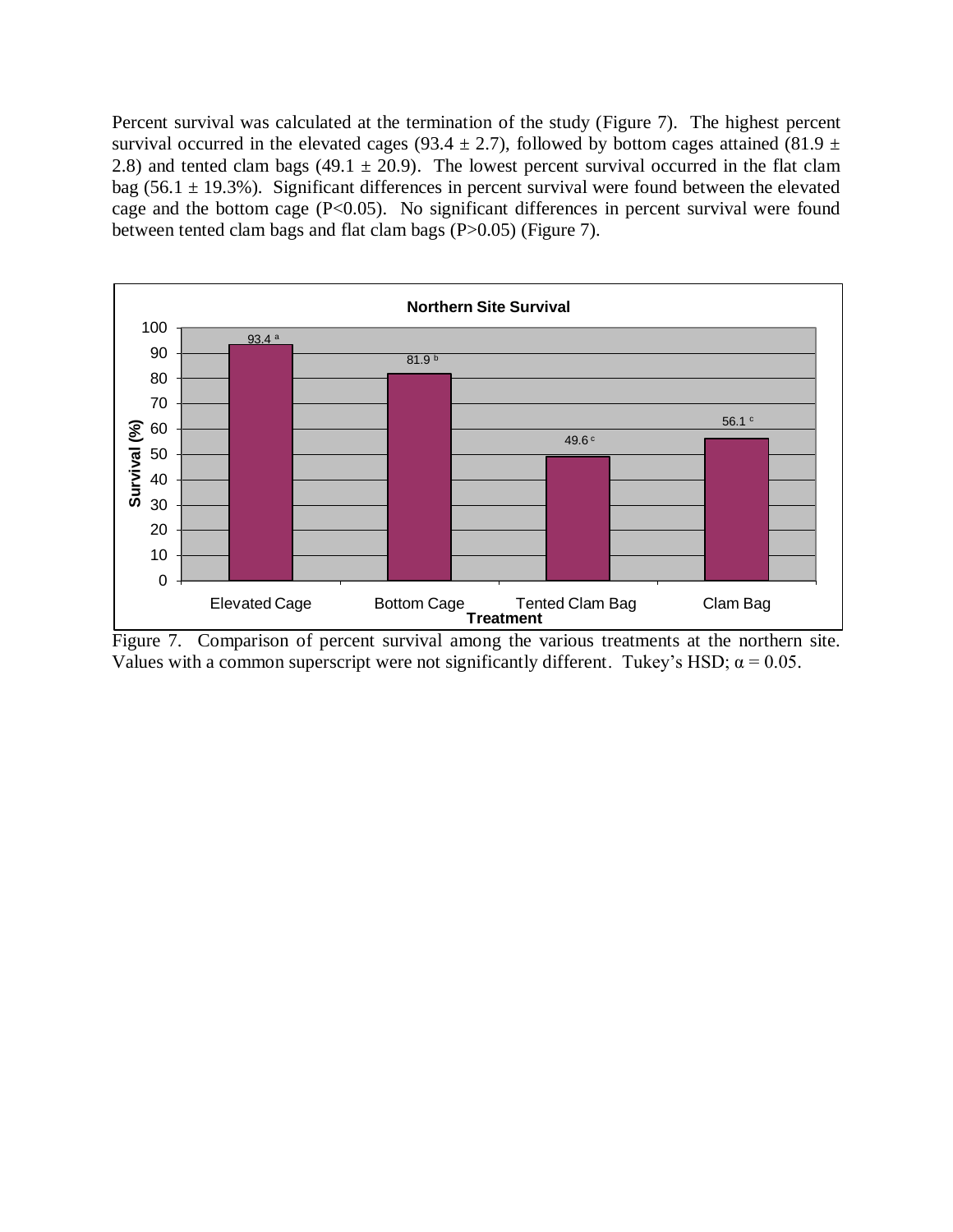Percent survival was calculated at the termination of the study (Figure 7). The highest percent survival occurred in the elevated cages (93.4 ± 2.7), followed by bottom cages attained (81.9 ± 2.8) and tented clam bags (49.1 ± 20.9). The lowest percent survival occurred in the flat clam bag (56.1 ± 19.3%). Significant differences in percent survival were found between the elevated cage and the bottom cage (P<0.05). No significant differences in percent survival were found between tented clam bags and flat clam bags (P>0.05) (Figure 7).

**Northern Site Survival**

| Treatment | Survival (%) |
|---|---|
| Elevated Cage | 93.4 [a] |
| Bottom Cage | 81.9 [b] |
| Tented Clam Bag | 49.6 [c] |
| Clam Bag | 56.1 [c] |

Figure 7. Comparison of percent survival among the various treatments at the northern site. Values with a common superscript were not significantly different. Tukey's HSD; $\alpha = 0.05$.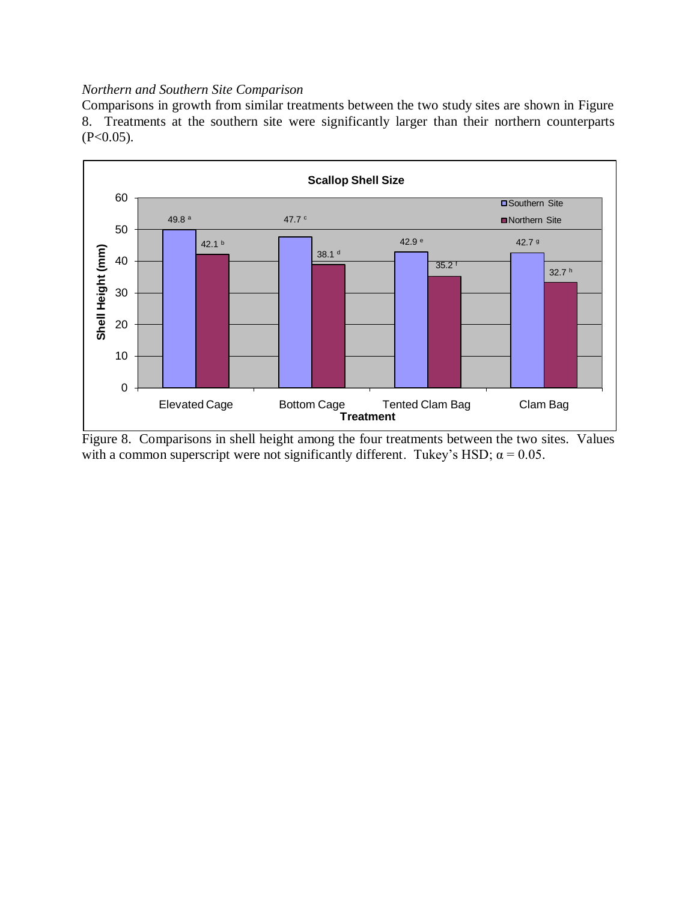*Northern and Southern Site Comparison*

Comparisons in growth from similar treatments between the two study sites are shown in Figure 8. Treatments at the southern site were significantly larger than their northern counterparts ($P<0.05$).

Figure 8. Comparisons in shell height among the four treatments between the two sites. Values with a common superscript were not significantly different. Tukey's HSD; $\alpha = 0.05$.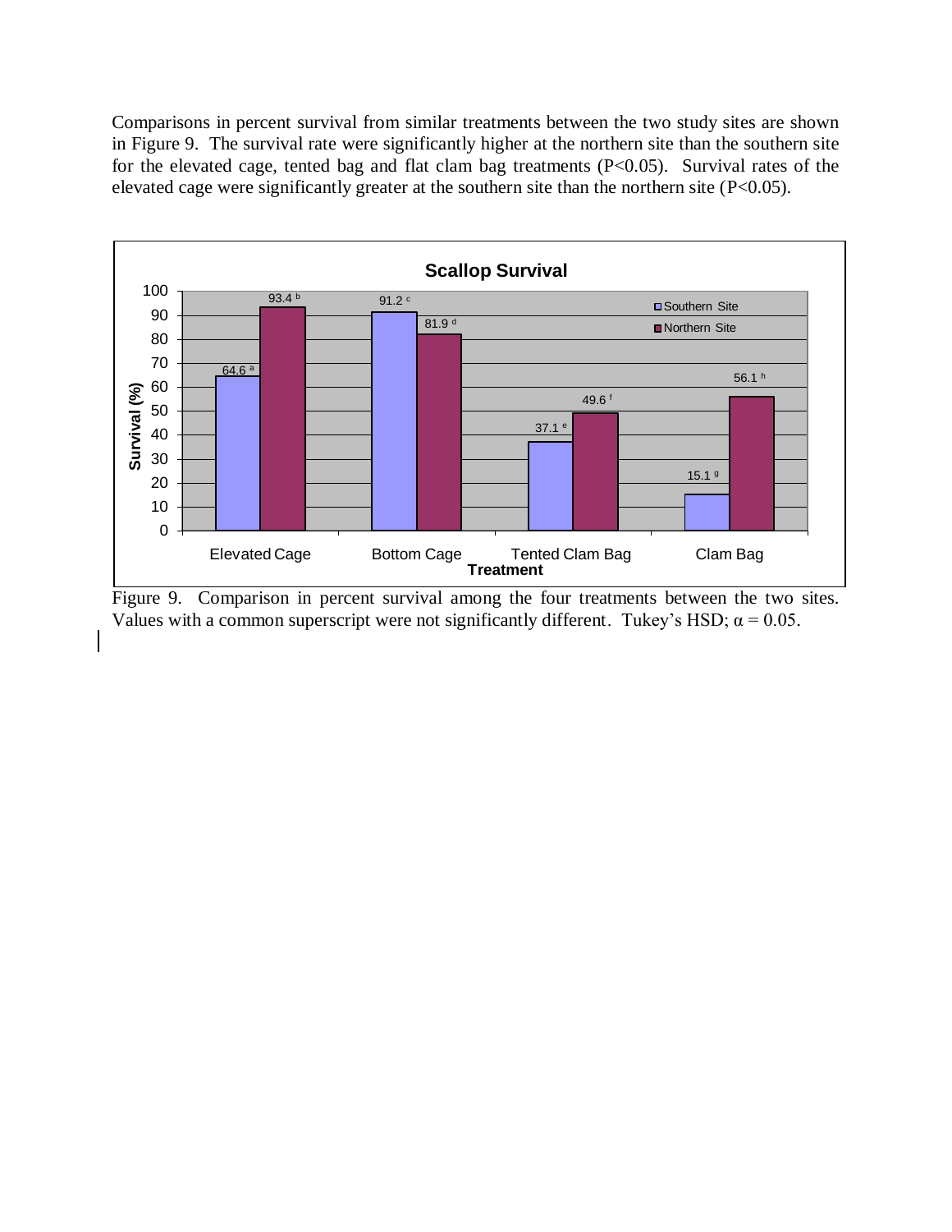Comparisons in percent survival from similar treatments between the two study sites are shown in Figure 9. The survival rate were significantly higher at the northern site than the southern site for the elevated cage, tented bag and flat clam bag treatments ($P<0.05$). Survival rates of the elevated cage were significantly greater at the southern site than the northern site ($P<0.05$).

**Scallop Survival**

| Treatment | Southern Site | Northern Site |
|---|---|---|
| Elevated Cage | 64.6 [a] | 93.4 [b] |
| Bottom Cage | 91.2 [c] | 81.9 [d] |
| Tented Clam Bag | 37.1 [e] | 49.6 [f] |
| Clam Bag | 15.1 [g] | 56.1 [h] |

Figure 9. Comparison in percent survival among the four treatments between the two sites. Values with a common superscript were not significantly different. Tukey's HSD; $\alpha = 0.05$.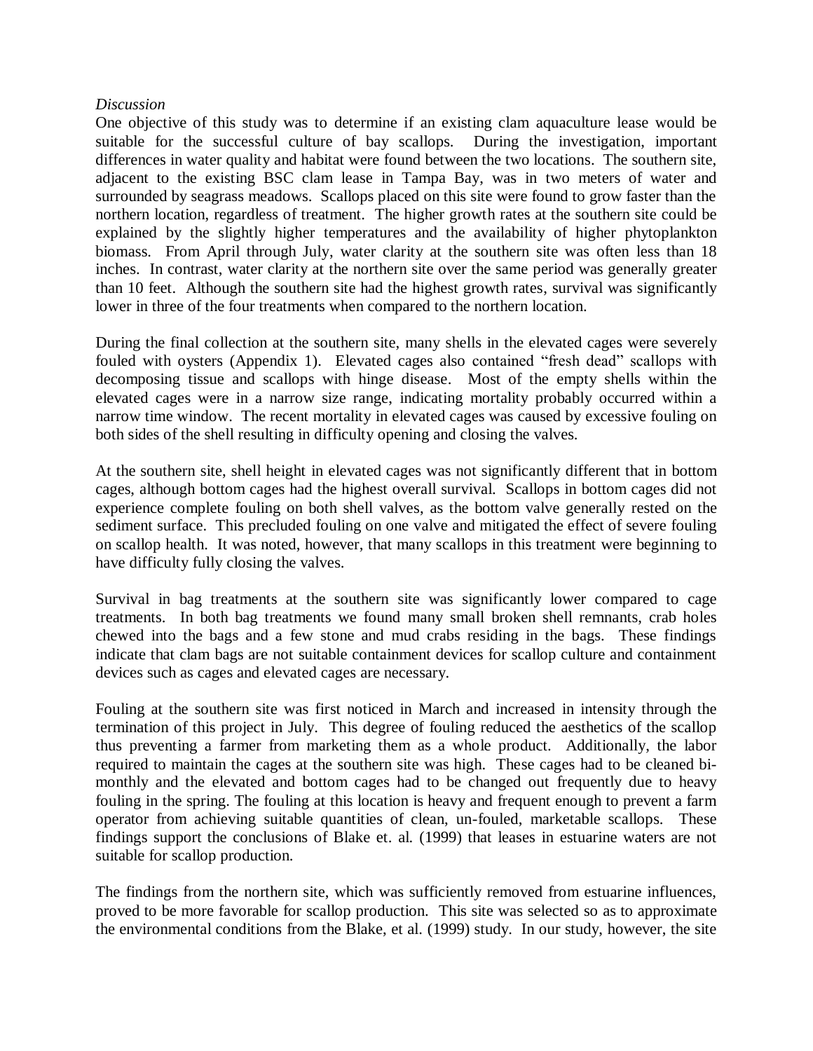*Discussion*

One objective of this study was to determine if an existing clam aquaculture lease would be suitable for the successful culture of bay scallops. During the investigation, important differences in water quality and habitat were found between the two locations. The southern site, adjacent to the existing BSC clam lease in Tampa Bay, was in two meters of water and surrounded by seagrass meadows. Scallops placed on this site were found to grow faster than the northern location, regardless of treatment. The higher growth rates at the southern site could be explained by the slightly higher temperatures and the availability of higher phytoplankton biomass. From April through July, water clarity at the southern site was often less than 18 inches. In contrast, water clarity at the northern site over the same period was generally greater than 10 feet. Although the southern site had the highest growth rates, survival was significantly lower in three of the four treatments when compared to the northern location.

During the final collection at the southern site, many shells in the elevated cages were severely fouled with oysters (Appendix 1). Elevated cages also contained "fresh dead" scallops with decomposing tissue and scallops with hinge disease. Most of the empty shells within the elevated cages were in a narrow size range, indicating mortality probably occurred within a narrow time window. The recent mortality in elevated cages was caused by excessive fouling on both sides of the shell resulting in difficulty opening and closing the valves.

At the southern site, shell height in elevated cages was not significantly different that in bottom cages, although bottom cages had the highest overall survival. Scallops in bottom cages did not experience complete fouling on both shell valves, as the bottom valve generally rested on the sediment surface. This precluded fouling on one valve and mitigated the effect of severe fouling on scallop health. It was noted, however, that many scallops in this treatment were beginning to have difficulty fully closing the valves.

Survival in bag treatments at the southern site was significantly lower compared to cage treatments. In both bag treatments we found many small broken shell remnants, crab holes chewed into the bags and a few stone and mud crabs residing in the bags. These findings indicate that clam bags are not suitable containment devices for scallop culture and containment devices such as cages and elevated cages are necessary.

Fouling at the southern site was first noticed in March and increased in intensity through the termination of this project in July. This degree of fouling reduced the aesthetics of the scallop thus preventing a farmer from marketing them as a whole product. Additionally, the labor required to maintain the cages at the southern site was high. These cages had to be cleaned bi-monthly and the elevated and bottom cages had to be changed out frequently due to heavy fouling in the spring. The fouling at this location is heavy and frequent enough to prevent a farm operator from achieving suitable quantities of clean, un-fouled, marketable scallops. These findings support the conclusions of Blake et. al. (1999) that leases in estuarine waters are not suitable for scallop production.

The findings from the northern site, which was sufficiently removed from estuarine influences, proved to be more favorable for scallop production. This site was selected so as to approximate the environmental conditions from the Blake, et al. (1999) study. In our study, however, the site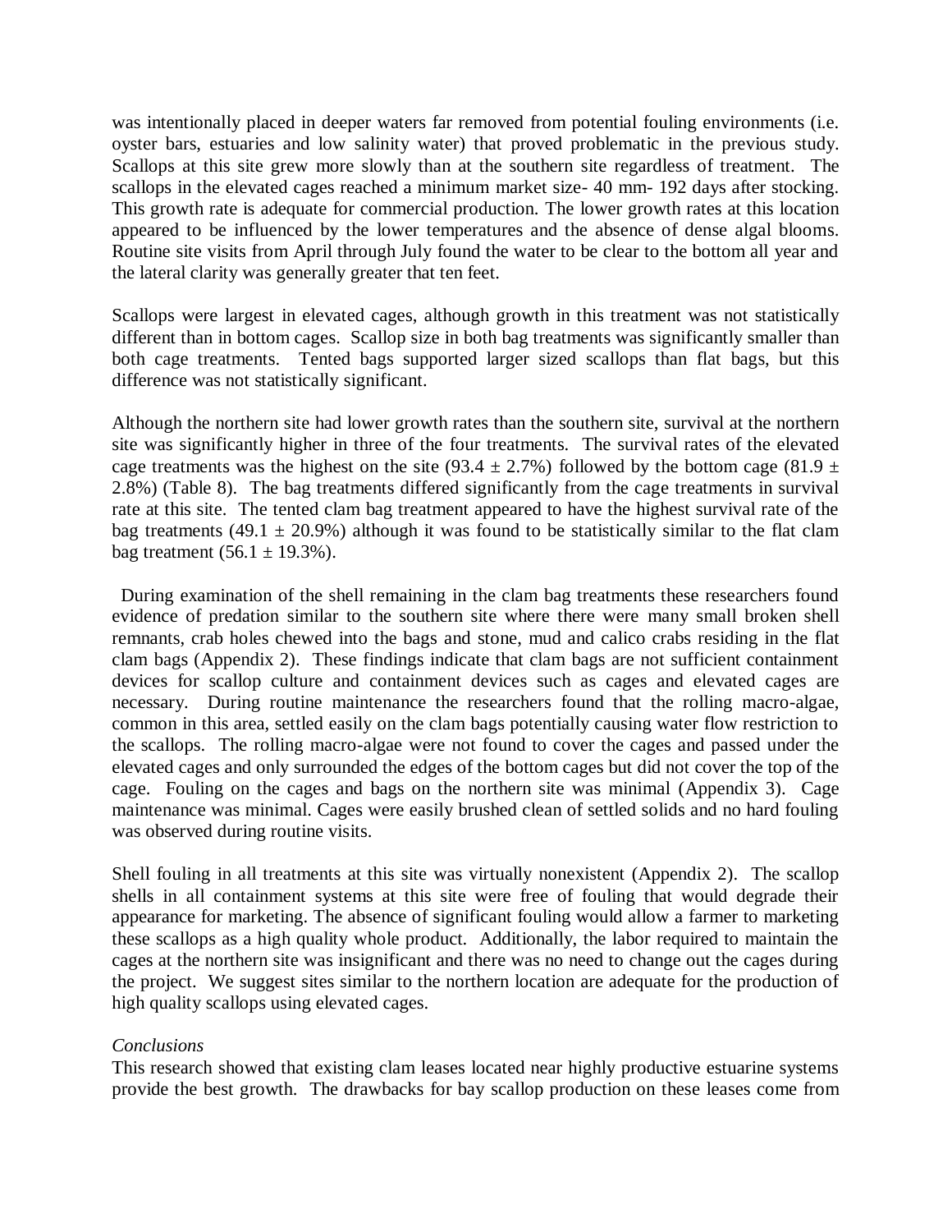was intentionally placed in deeper waters far removed from potential fouling environments (i.e. oyster bars, estuaries and low salinity water) that proved problematic in the previous study. Scallops at this site grew more slowly than at the southern site regardless of treatment. The scallops in the elevated cages reached a minimum market size- 40 mm- 192 days after stocking. This growth rate is adequate for commercial production. The lower growth rates at this location appeared to be influenced by the lower temperatures and the absence of dense algal blooms. Routine site visits from April through July found the water to be clear to the bottom all year and the lateral clarity was generally greater that ten feet.

Scallops were largest in elevated cages, although growth in this treatment was not statistically different than in bottom cages. Scallop size in both bag treatments was significantly smaller than both cage treatments. Tented bags supported larger sized scallops than flat bags, but this difference was not statistically significant.

Although the northern site had lower growth rates than the southern site, survival at the northern site was significantly higher in three of the four treatments. The survival rates of the elevated cage treatments was the highest on the site ($93.4 \pm 2.7\%$) followed by the bottom cage ($81.9 \pm 2.8\%$) (Table 8). The bag treatments differed significantly from the cage treatments in survival rate at this site. The tented clam bag treatment appeared to have the highest survival rate of the bag treatments ($49.1 \pm 20.9\%$) although it was found to be statistically similar to the flat clam bag treatment ($56.1 \pm 19.3\%$).

During examination of the shell remaining in the clam bag treatments these researchers found evidence of predation similar to the southern site where there were many small broken shell remnants, crab holes chewed into the bags and stone, mud and calico crabs residing in the flat clam bags (Appendix 2). These findings indicate that clam bags are not sufficient containment devices for scallop culture and containment devices such as cages and elevated cages are necessary. During routine maintenance the researchers found that the rolling macro-algae, common in this area, settled easily on the clam bags potentially causing water flow restriction to the scallops. The rolling macro-algae were not found to cover the cages and passed under the elevated cages and only surrounded the edges of the bottom cages but did not cover the top of the cage. Fouling on the cages and bags on the northern site was minimal (Appendix 3). Cage maintenance was minimal. Cages were easily brushed clean of settled solids and no hard fouling was observed during routine visits.

Shell fouling in all treatments at this site was virtually nonexistent (Appendix 2). The scallop shells in all containment systems at this site were free of fouling that would degrade their appearance for marketing. The absence of significant fouling would allow a farmer to marketing these scallops as a high quality whole product. Additionally, the labor required to maintain the cages at the northern site was insignificant and there was no need to change out the cages during the project. We suggest sites similar to the northern location are adequate for the production of high quality scallops using elevated cages.

*Conclusions*

This research showed that existing clam leases located near highly productive estuarine systems provide the best growth. The drawbacks for bay scallop production on these leases come from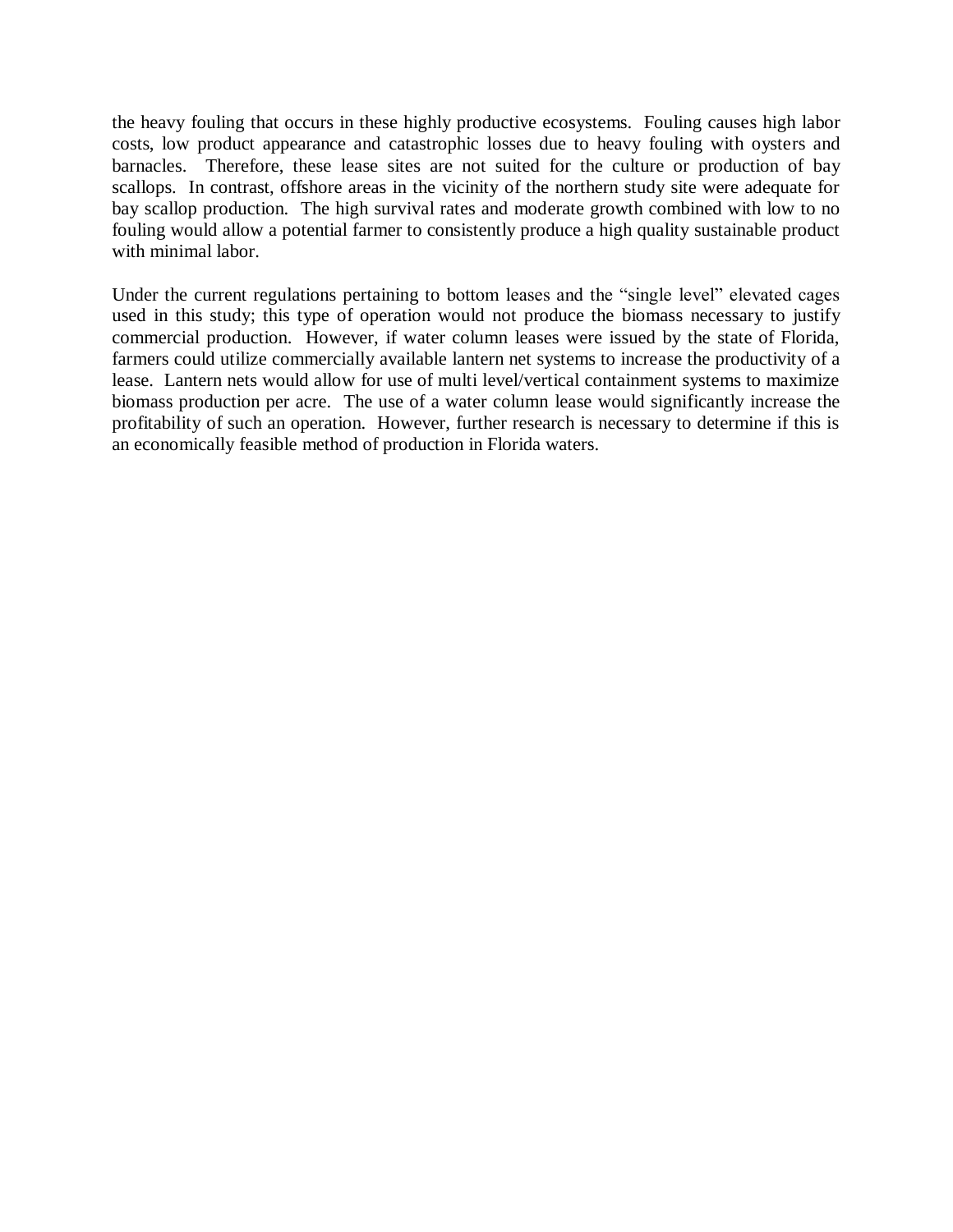the heavy fouling that occurs in these highly productive ecosystems. Fouling causes high labor costs, low product appearance and catastrophic losses due to heavy fouling with oysters and barnacles. Therefore, these lease sites are not suited for the culture or production of bay scallops. In contrast, offshore areas in the vicinity of the northern study site were adequate for bay scallop production. The high survival rates and moderate growth combined with low to no fouling would allow a potential farmer to consistently produce a high quality sustainable product with minimal labor.

Under the current regulations pertaining to bottom leases and the "single level" elevated cages used in this study; this type of operation would not produce the biomass necessary to justify commercial production. However, if water column leases were issued by the state of Florida, farmers could utilize commercially available lantern net systems to increase the productivity of a lease. Lantern nets would allow for use of multi level/vertical containment systems to maximize biomass production per acre. The use of a water column lease would significantly increase the profitability of such an operation. However, further research is necessary to determine if this is an economically feasible method of production in Florida waters.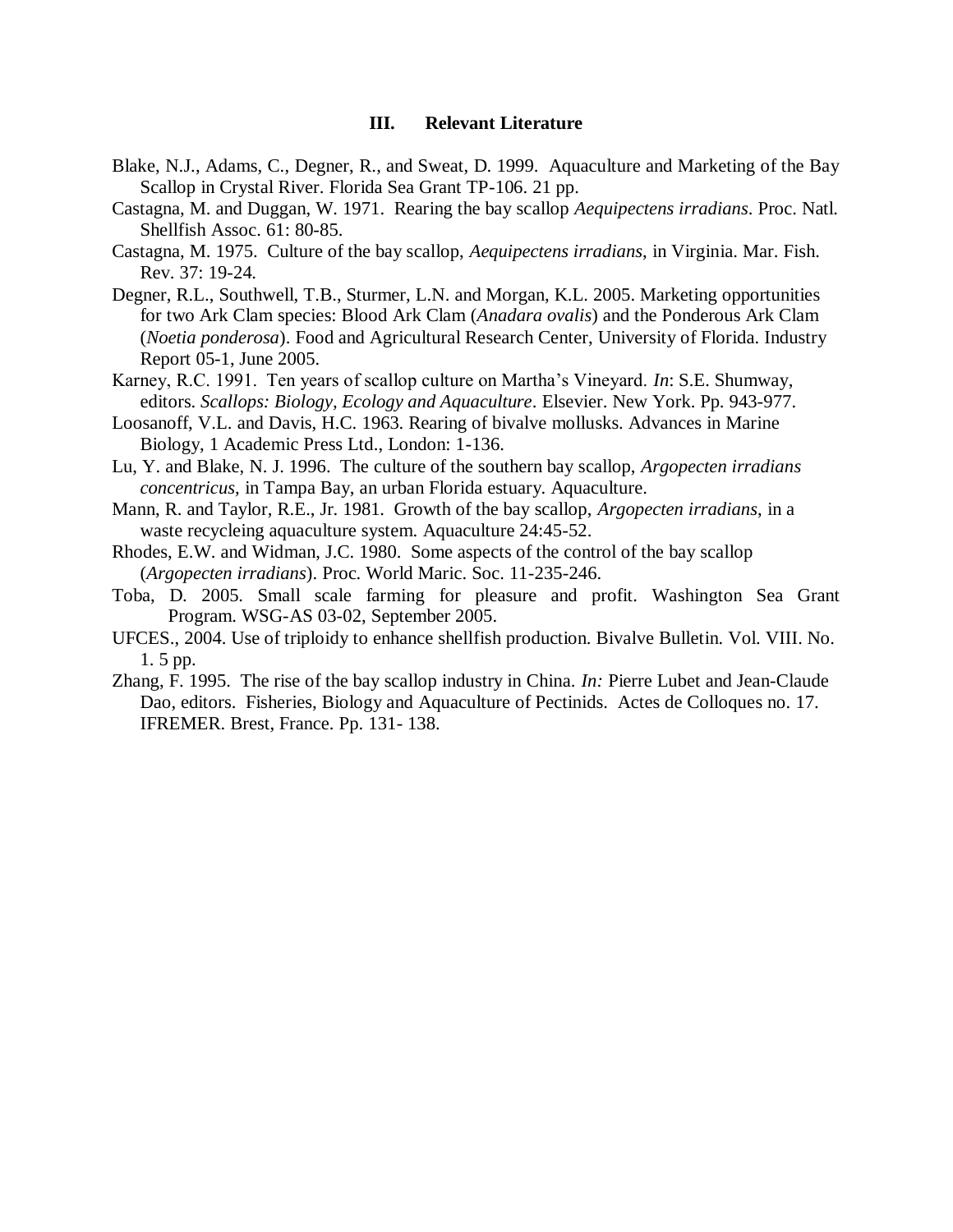## III. Relevant Literature

Blake, N.J., Adams, C., Degner, R., and Sweat, D. 1999. Aquaculture and Marketing of the Bay Scallop in Crystal River. Florida Sea Grant TP-106. 21 pp.

Castagna, M. and Duggan, W. 1971. Rearing the bay scallop *Aequipectens irradians*. Proc. Natl. Shellfish Assoc. 61: 80-85.

Castagna, M. 1975. Culture of the bay scallop, *Aequipectens irradians*, in Virginia. Mar. Fish. Rev. 37: 19-24.

Degner, R.L., Southwell, T.B., Sturmer, L.N. and Morgan, K.L. 2005. Marketing opportunities for two Ark Clam species: Blood Ark Clam (*Anadara ovalis*) and the Ponderous Ark Clam (*Noetia ponderosa*). Food and Agricultural Research Center, University of Florida. Industry Report 05-1, June 2005.

Karney, R.C. 1991. Ten years of scallop culture on Martha's Vineyard. *In*: S.E. Shumway, editors. *Scallops: Biology, Ecology and Aquaculture*. Elsevier. New York. Pp. 943-977.

Loosanoff, V.L. and Davis, H.C. 1963. Rearing of bivalve mollusks. Advances in Marine Biology, 1 Academic Press Ltd., London: 1-136.

Lu, Y. and Blake, N. J. 1996. The culture of the southern bay scallop, *Argopecten irradians concentricus*, in Tampa Bay, an urban Florida estuary. Aquaculture.

Mann, R. and Taylor, R.E., Jr. 1981. Growth of the bay scallop, *Argopecten irradians*, in a waste recycleing aquaculture system. Aquaculture 24:45-52.

Rhodes, E.W. and Widman, J.C. 1980. Some aspects of the control of the bay scallop (*Argopecten irradians*). Proc. World Maric. Soc. 11-235-246.

Toba, D. 2005. Small scale farming for pleasure and profit. Washington Sea Grant Program. WSG-AS 03-02, September 2005.

UFCES., 2004. Use of triploidy to enhance shellfish production. Bivalve Bulletin. Vol. VIII. No. 1. 5 pp.

Zhang, F. 1995. The rise of the bay scallop industry in China. *In:* Pierre Lubet and Jean-Claude Dao, editors. Fisheries, Biology and Aquaculture of Pectinids. Actes de Colloques no. 17. IFREMER. Brest, France. Pp. 131- 138.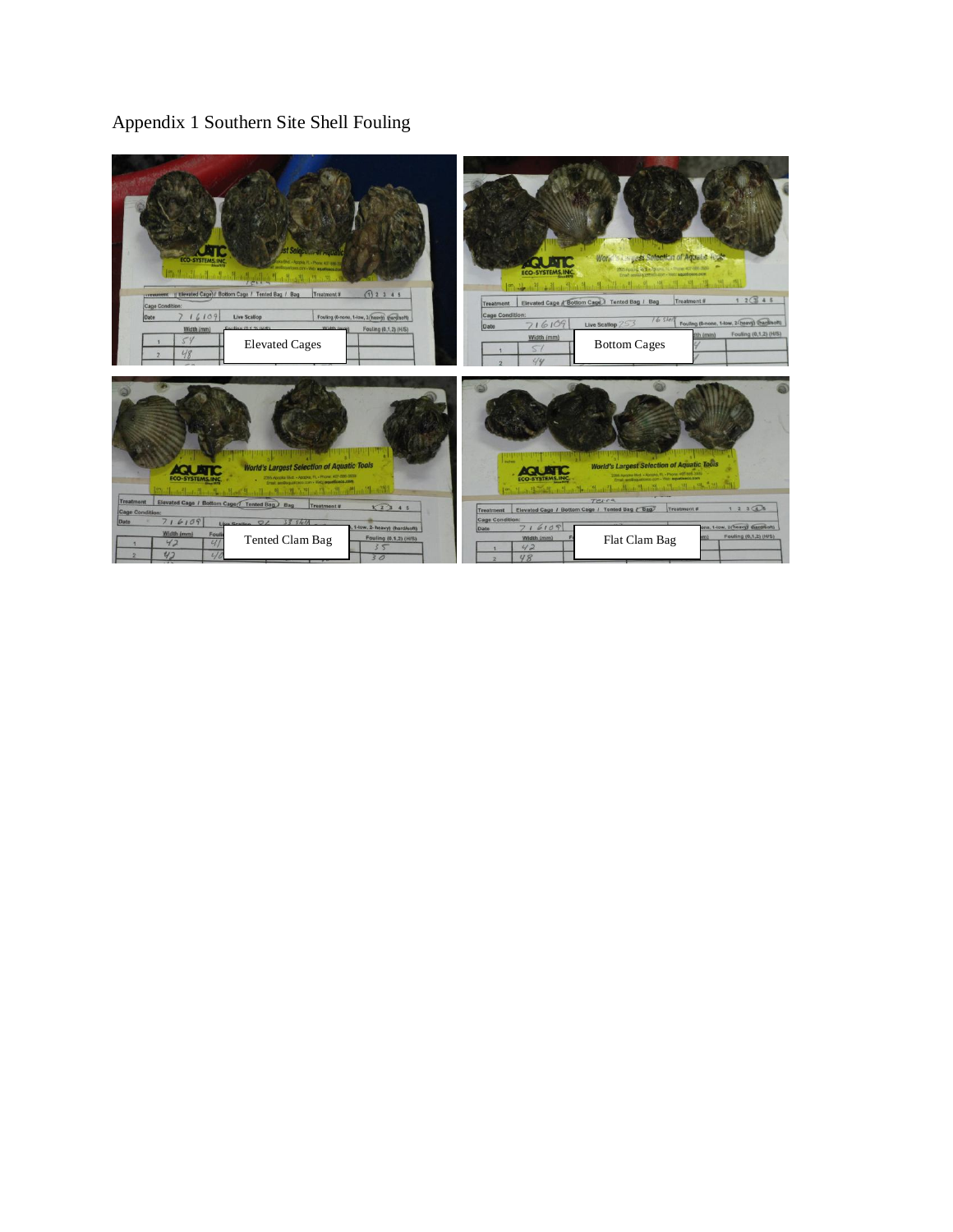# Appendix 1 Southern Site Shell Fouling

Elevated Cages

Bottom Cages

Tented Clam Bag

Flat Clam Bag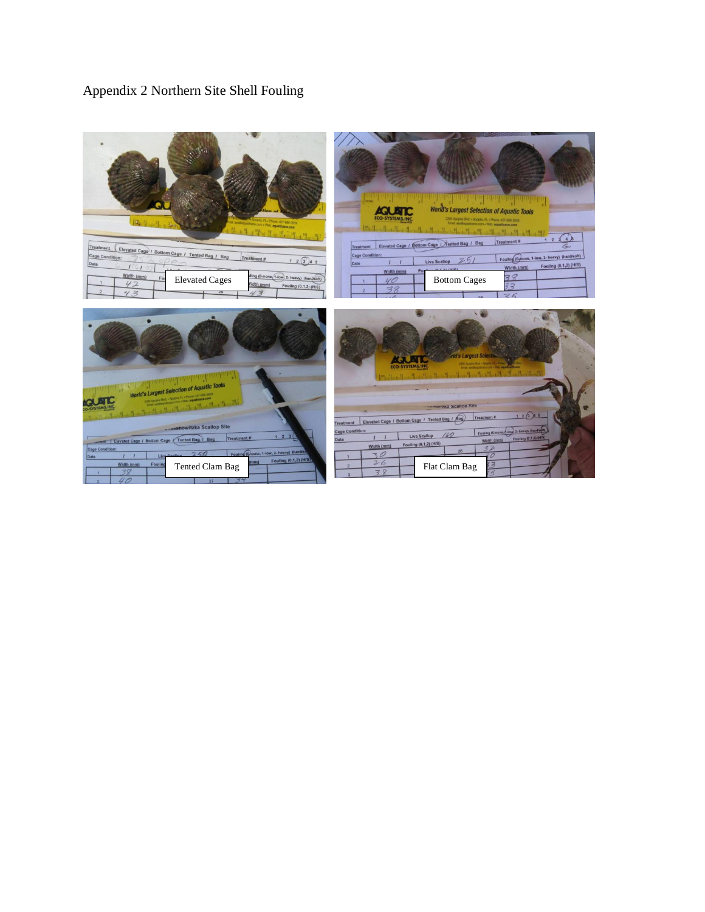Appendix 2 Northern Site Shell Fouling

Elevated Cages

Bottom Cages

Tented Clam Bag

Flat Clam Bag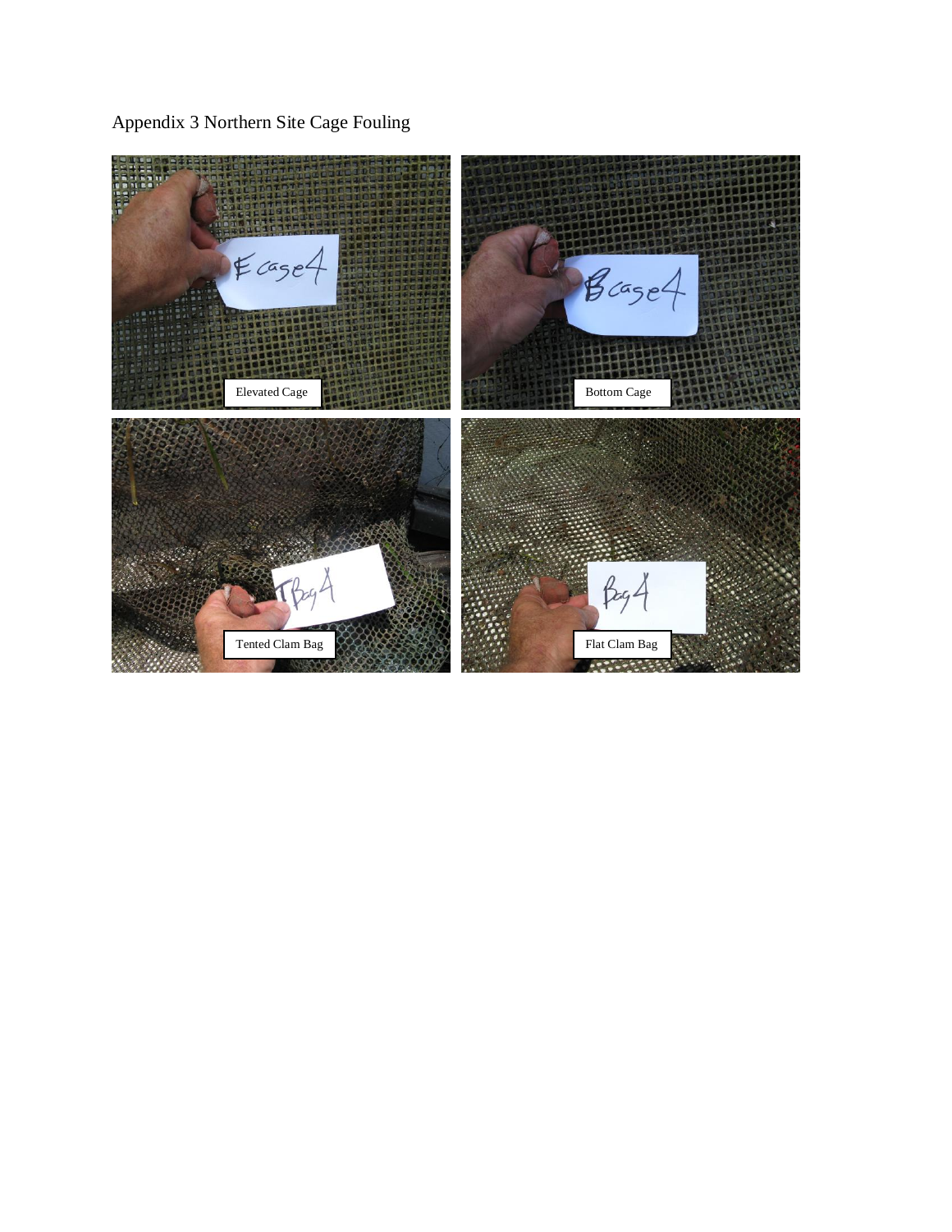Appendix 3 Northern Site Cage Fouling

Elevated Cage

Bottom Cage

Tented Clam Bag

Flat Clam Bag